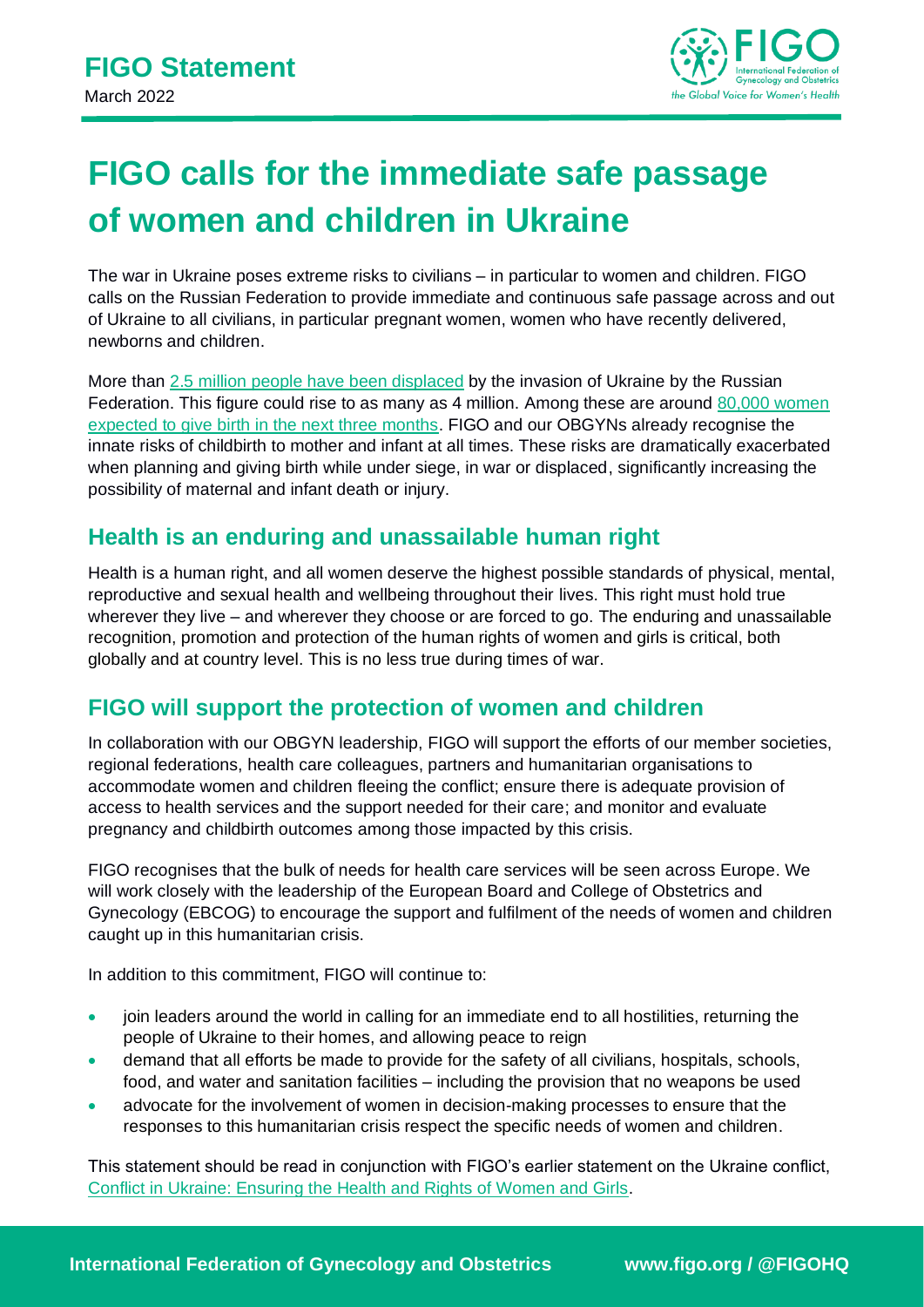# FIGO Statement

March 2022

# FIGO calls for the immediate safe passage of women and children in Ukraine

The war in Ukraine poses extreme risks to civilians – in particular to women and children. FIGO calls on the Russian Federation to provide immediate and continuous safe passage across and out of Ukraine to all civilians, in particular pregnant women, women who have recently delivered, newborns and children.

More than 2.5 million people have been displaced by the invasion of Ukraine by the Russian Federation. This figure could rise to as many as 4 million. Among these are around 80,000 women expected to give birth in the next three months. FIGO and our OBGYNs already recognise the innate risks of childbirth to mother and infant at all times. These risks are dramatically exacerbated when planning and giving birth while under siege, in war or displaced, significantly increasing the possibility of maternal and infant death or injury.

## Health is an enduring and unassailable human right

Health is a human right, and all women deserve the highest possible standards of physical, mental, reproductive and sexual health and wellbeing throughout their lives. This right must hold true wherever they live – and wherever they choose or are forced to go. The enduring and unassailable recognition, promotion and protection of the human rights of women and girls is critical, both globally and at country level. This is no less true during times of war.

## FIGO will support the protection of women and children

In collaboration with our OBGYN leadership, FIGO will support the efforts of our member societies, regional federations, health care colleagues, partners and humanitarian organisations to accommodate women and children fleeing the conflict; ensure there is adequate provision of access to health services and the support needed for their care; and monitor and evaluate pregnancy and childbirth outcomes among those impacted by this crisis.

FIGO recognises that the bulk of needs for health care services will be seen across Europe. We will work closely with the leadership of the European Board and College of Obstetrics and Gynecology (EBCOG) to encourage the support and fulfilment of the needs of women and children caught up in this humanitarian crisis.

In addition to this commitment, FIGO will continue to:

- join leaders around the world in calling for an immediate end to all hostilities, returning the people of Ukraine to their homes, and allowing peace to reign
- demand that all efforts be made to provide for the safety of all civilians, hospitals, schools, food, and water and sanitation facilities – including the provision that no weapons be used
- advocate for the involvement of women in decision-making processes to ensure that the responses to this humanitarian crisis respect the specific needs of women and children.

This statement should be read in conjunction with FIGO's earlier statement on the Ukraine conflict, Conflict in Ukraine: Ensuring the Health and Rights of Women and Girls.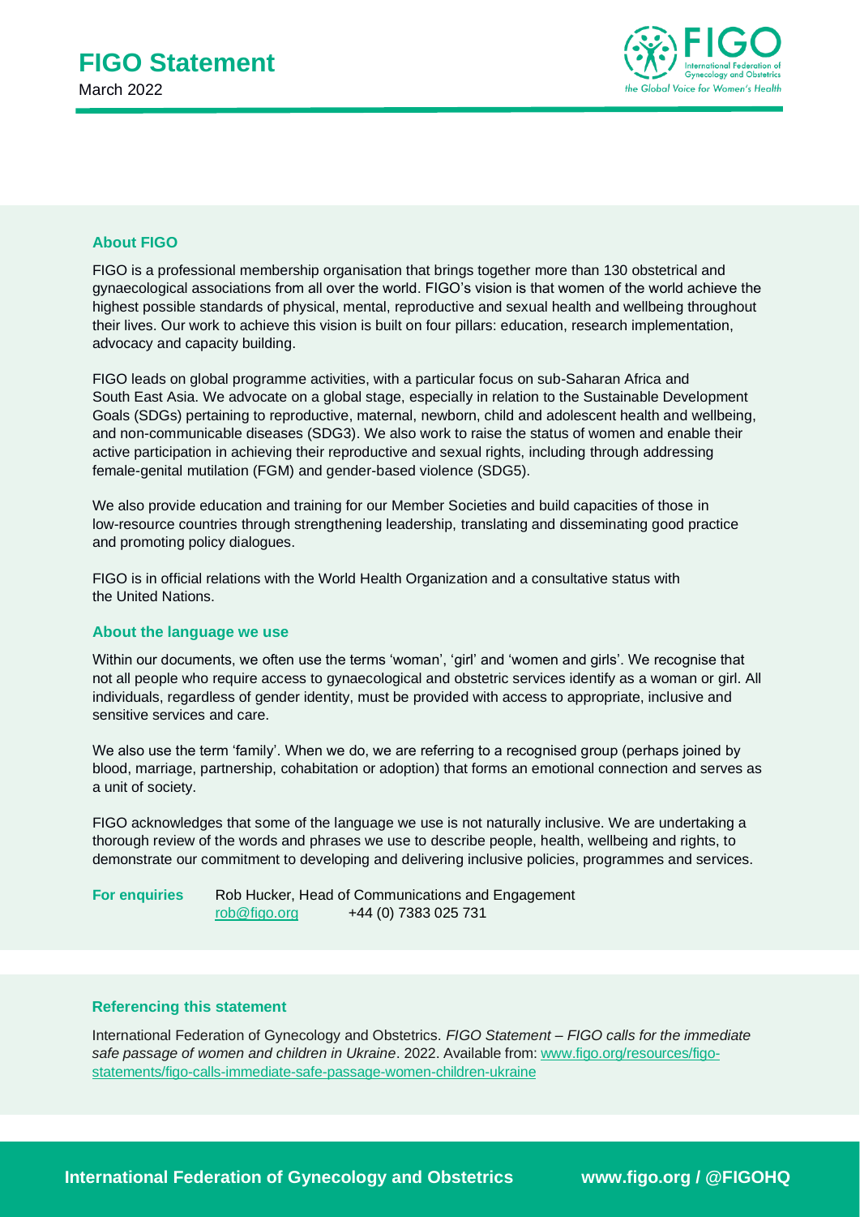### About FIGO

FIGO is a professional membership organisation that brings together more than 130 obstetrical and gynaecological associations from all over the world. FIGO's vision is that women of the world achieve the highest possible standards of physical, mental, reproductive and sexual health and wellbeing throughout their lives. Our work to achieve this vision is built on four pillars: education, research implementation, advocacy and capacity building.

FIGO leads on global programme activities, with a particular focus on sub-Saharan Africa and South East Asia. We advocate on a global stage, especially in relation to the Sustainable Development Goals (SDGs) pertaining to reproductive, maternal, newborn, child and adolescent health and wellbeing, and non-communicable diseases (SDG3). We also work to raise the status of women and enable their active participation in achieving their reproductive and sexual rights, including through addressing female-genital mutilation (FGM) and gender-based violence (SDG5).

We also provide education and training for our Member Societies and build capacities of those in low-resource countries through strengthening leadership, translating and disseminating good practice and promoting policy dialogues.

FIGO is in official relations with the World Health Organization and a consultative status with the United Nations.

### About the language we use

Within our documents, we often use the terms 'woman', 'girl' and 'women and girls'. We recognise that not all people who require access to gynaecological and obstetric services identify as a woman or girl. All individuals, regardless of gender identity, must be provided with access to appropriate, inclusive and sensitive services and care.

We also use the term 'family'. When we do, we are referring to a recognised group (perhaps joined by blood, marriage, partnership, cohabitation or adoption) that forms an emotional connection and serves as a unit of society.

FIGO acknowledges that some of the language we use is not naturally inclusive. We are undertaking a thorough review of the words and phrases we use to describe people, health, wellbeing and rights, to demonstrate our commitment to developing and delivering inclusive policies, programmes and services.

**For enquiries** Rob Hucker, Head of Communications and Engagement
rob@figo.org +44 (0) 7383 025 731

### Referencing this statement

International Federation of Gynecology and Obstetrics. *FIGO Statement – FIGO calls for the immediate safe passage of women and children in Ukraine*. 2022. Available from: www.figo.org/resources/figo-statements/figo-calls-immediate-safe-passage-women-children-ukraine